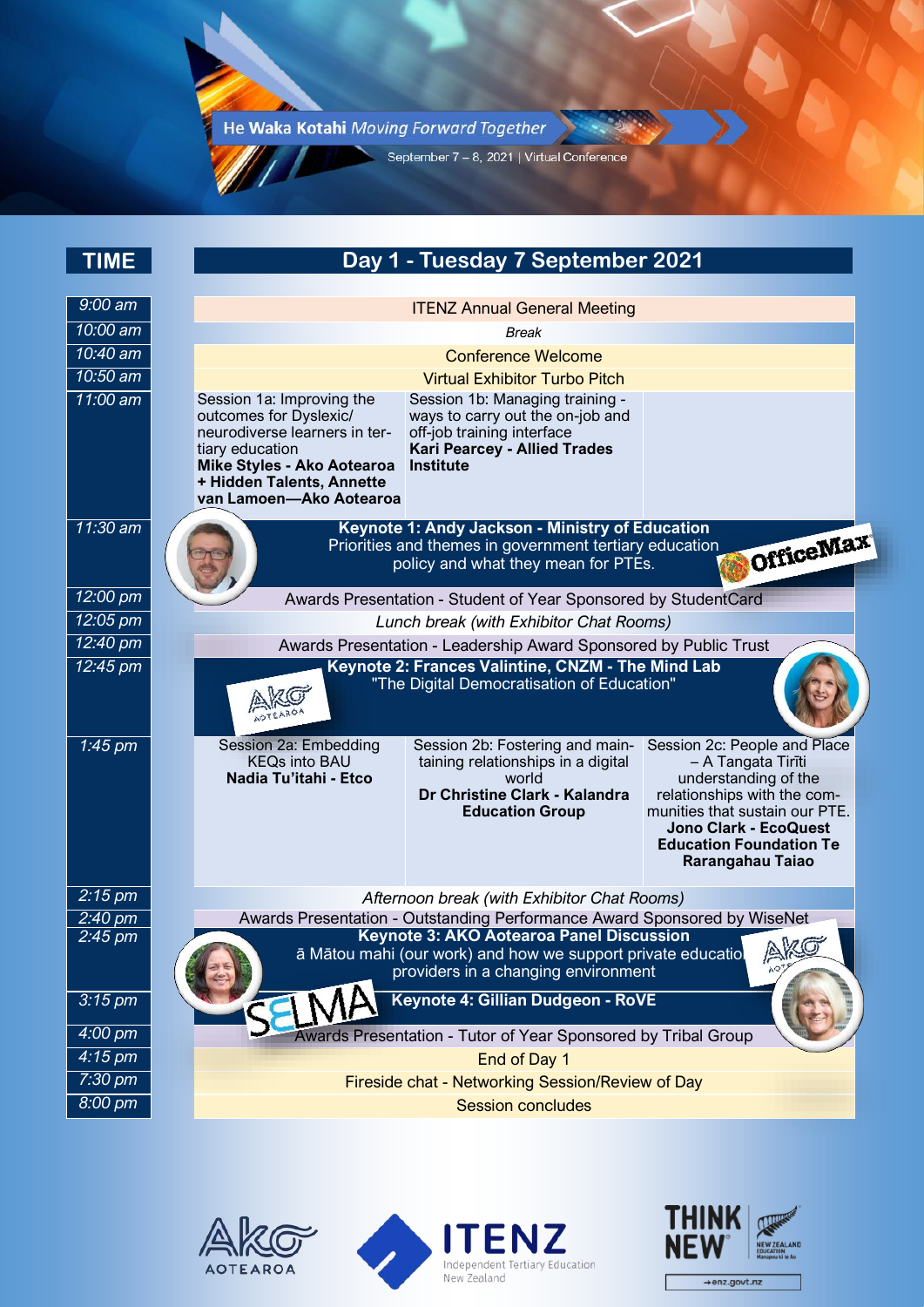He Waka Kotahi *Moving Forward Together*

September 7 – 8, 2021 | Virtual Conference

| TIME | Day 1 - Tuesday 7 September 2021 | | |
|---|---|---|---|
| *9:00 am* | ITENZ Annual General Meeting | | |
| *10:00 am* | *Break* | | |
| *10:40 am* | Conference Welcome | | |
| *10:50 am* | Virtual Exhibitor Turbo Pitch | | |
| *11:00 am* | Session 1a: Improving the outcomes for Dyslexic/ neurodiverse learners in tertiary education **Mike Styles - Ako Aotearoa + Hidden Talents, Annette van Lamoen—Ako Aotearoa** | Session 1b: Managing training - ways to carry out the on-job and off-job training interface **Kari Pearcey - Allied Trades Institute** | |
| *11:30 am* | **Keynote 1: Andy Jackson - Ministry of Education** Priorities and themes in government tertiary education policy and what they mean for PTEs. | | |
| *12:00 pm* | Awards Presentation - Student of Year Sponsored by StudentCard | | |
| *12:05 pm* | *Lunch break (with Exhibitor Chat Rooms)* | | |
| *12:40 pm* | Awards Presentation - Leadership Award Sponsored by Public Trust | | |
| *12:45 pm* | **Keynote 2: Frances Valintine, CNZM - The Mind Lab** "The Digital Democratisation of Education" | | |
| *1:45 pm* | Session 2a: Embedding KEQs into BAU **Nadia Tu'itahi - Etco** | Session 2b: Fostering and maintaining relationships in a digital world **Dr Christine Clark - Kalandra Education Group** | Session 2c: People and Place – A Tangata Tirīti understanding of the relationships with the communities that sustain our PTE. **Jono Clark - EcoQuest Education Foundation Te Rarangahau Taiao** |
| *2:15 pm* | *Afternoon break (with Exhibitor Chat Rooms)* | | |
| *2:40 pm* | Awards Presentation - Outstanding Performance Award Sponsored by WiseNet | | |
| *2:45 pm* | **Keynote 3: AKO Aotearoa Panel Discussion** ā Mātou mahi (our work) and how we support private education providers in a changing environment | | |
| *3:15 pm* | **Keynote 4: Gillian Dudgeon - RoVE** | | |
| *4:00 pm* | Awards Presentation - Tutor of Year Sponsored by Tribal Group | | |
| *4:15 pm* | End of Day 1 | | |
| *7:30 pm* | Fireside chat - Networking Session/Review of Day | | |
| *8:00 pm* | Session concludes | | |

OfficeMax

Ako Aotearoa

SELMA

Ako Aotearoa | ITENZ Independent Tertiary Education New Zealand | THINK NEW New Zealand Education →enz.govt.nz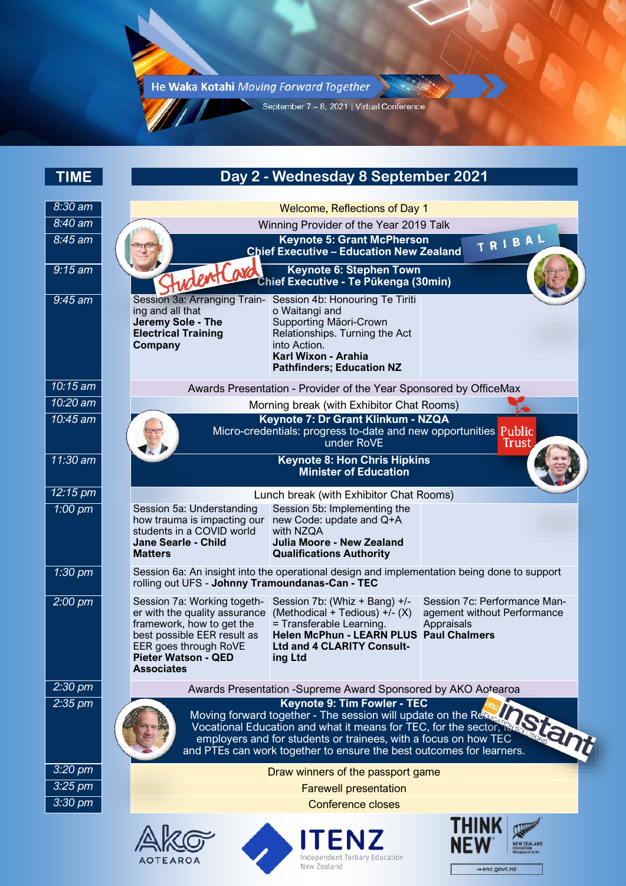He **Waka Kotahi** *Moving Forward Together*

September 7 – 8, 2021 | Virtual Conference

| TIME | Day 2 - Wednesday 8 September 2021 | | |
|---|---|---|---|
| 8:30 am | Welcome, Reflections of Day 1 | | |
| 8:40 am | Winning Provider of the Year 2019 Talk | | |
| 8:45 am | **Keynote 5: Grant McPherson Chief Executive – Education New Zealand** | | |
| 9:15 am | **Keynote 6: Stephen Town Chief Executive - Te Pūkenga (30min)** | | |
| 9:45 am | Session 3a: Arranging Training and all that **Jeremy Sole - The Electrical Training Company** | Session 4b: Honouring Te Tiriti o Waitangi and Supporting Māori-Crown Relationships. Turning the Act into Action. **Karl Wixon - Arahia Pathfinders; Education NZ** | |
| 10:15 am | Awards Presentation - Provider of the Year Sponsored by OfficeMax | | |
| 10:20 am | Morning break (with Exhibitor Chat Rooms) | | |
| 10:45 am | **Keynote 7: Dr Grant Klinkum - NZQA** Micro-credentials: progress to-date and new opportunities under RoVE | | |
| 11:30 am | **Keynote 8: Hon Chris Hipkins Minister of Education** | | |
| 12:15 pm | Lunch break (with Exhibitor Chat Rooms) | | |
| 1:00 pm | Session 5a: Understanding how trauma is impacting our students in a COVID world **Jane Searle - Child Matters** | Session 5b: Implementing the new Code: update and Q+A with NZQA **Julia Moore - New Zealand Qualifications Authority** | |
| 1:30 pm | Session 6a: An insight into the operational design and implementation being done to support rolling out UFS - **Johnny Tramoundanas-Can - TEC** | | |
| 2:00 pm | Session 7a: Working together with the quality assurance framework, how to get the best possible EER result as EER goes through RoVE **Pieter Watson - QED Associates** | Session 7b: (Whiz + Bang) +/- (Methodical + Tedious) +/- (X) = Transferable Learning. **Helen McPhun - LEARN PLUS Ltd and 4 CLARITY Consulting Ltd** | Session 7c: Performance Management without Performance Appraisals **Paul Chalmers** |
| 2:30 pm | Awards Presentation -Supreme Award Sponsored by AKO Aotearoa | | |
| 2:35 pm | **Keynote 9: Tim Fowler - TEC** Moving forward together - The session will update on the Reform of Vocational Education and what it means for TEC, for the sector, for employers and for students or trainees, with a focus on how TEC and PTEs can work together to ensure the best outcomes for learners. | | |
| 3:20 pm | Draw winners of the passport game | | |
| 3:25 pm | Farewell presentation | | |
| 3:30 pm | Conference closes | | |

TRIBAL

StudentCard

Public Trust

etc Instant EDUCATION SOLUTIONS

Ako AOTEAROA

ITENZ Independent Tertiary Education New Zealand

THINK NEW NEW ZEALAND EDUCATION Manapou ki te Ao

enz.govt.nz